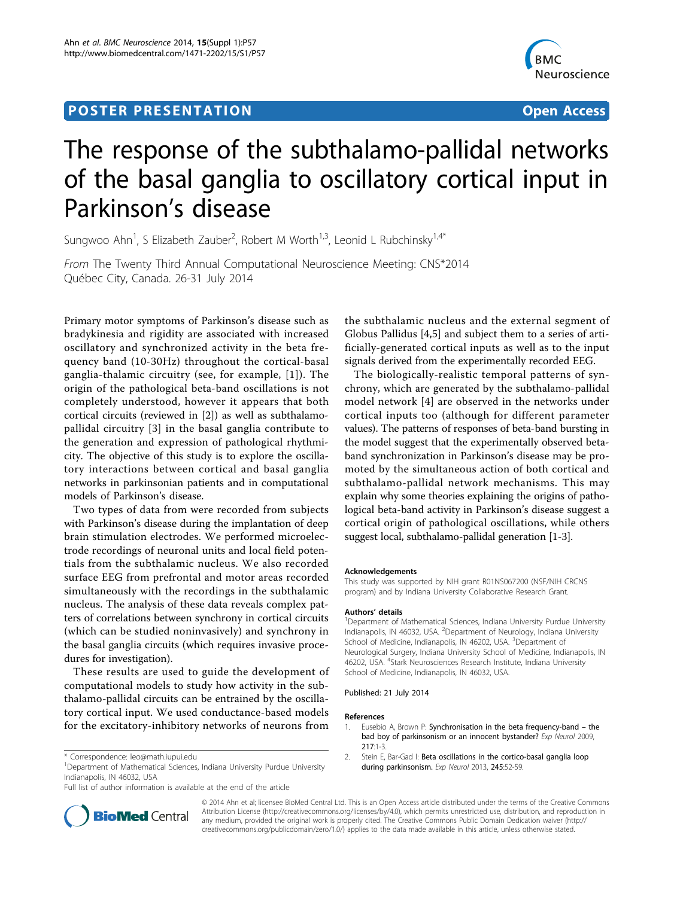**POSTER PRESENTATION** **Open Access**

# The response of the subthalamo-pallidal networks of the basal ganglia to oscillatory cortical input in Parkinson's disease

Sungwoo Ahn[1], S Elizabeth Zauber[2], Robert M Worth[1,3], Leonid L Rubchinsky[1,4*]

*From* The Twenty Third Annual Computational Neuroscience Meeting: CNS*2014
Québec City, Canada. 26-31 July 2014

Primary motor symptoms of Parkinson's disease such as bradykinesia and rigidity are associated with increased oscillatory and synchronized activity in the beta frequency band (10-30Hz) throughout the cortical-basal ganglia-thalamic circuitry (see, for example, [1]). The origin of the pathological beta-band oscillations is not completely understood, however it appears that both cortical circuits (reviewed in [2]) as well as subthalamo-pallidal circuitry [3] in the basal ganglia contribute to the generation and expression of pathological rhythmicity. The objective of this study is to explore the oscillatory interactions between cortical and basal ganglia networks in parkinsonian patients and in computational models of Parkinson's disease.

Two types of data from were recorded from subjects with Parkinson's disease during the implantation of deep brain stimulation electrodes. We performed microelectrode recordings of neuronal units and local field potentials from the subthalamic nucleus. We also recorded surface EEG from prefrontal and motor areas recorded simultaneously with the recordings in the subthalamic nucleus. The analysis of these data reveals complex patters of correlations between synchrony in cortical circuits (which can be studied noninvasively) and synchrony in the basal ganglia circuits (which requires invasive procedures for investigation).

These results are used to guide the development of computational models to study how activity in the subthalamo-pallidal circuits can be entrained by the oscillatory cortical input. We used conductance-based models for the excitatory-inhibitory networks of neurons from the subthalamic nucleus and the external segment of Globus Pallidus [4,5] and subject them to a series of artificially-generated cortical inputs as well as to the input signals derived from the experimentally recorded EEG.

The biologically-realistic temporal patterns of synchrony, which are generated by the subthalamo-pallidal model network [4] are observed in the networks under cortical inputs too (although for different parameter values). The patterns of responses of beta-band bursting in the model suggest that the experimentally observed beta-band synchronization in Parkinson's disease may be promoted by the simultaneous action of both cortical and subthalamo-pallidal network mechanisms. This may explain why some theories explaining the origins of pathological beta-band activity in Parkinson's disease suggest a cortical origin of pathological oscillations, while others suggest local, subthalamo-pallidal generation [1-3].

\* Correspondence: leo@math.iupui.edu
[1]Department of Mathematical Sciences, Indiana University Purdue University Indianapolis, IN 46032, USA
Full list of author information is available at the end of the article

#### Acknowledgements

This study was supported by NIH grant R01NS067200 (NSF/NIH CRCNS program) and by Indiana University Collaborative Research Grant.

#### Authors' details

[1]Department of Mathematical Sciences, Indiana University Purdue University Indianapolis, IN 46032, USA. [2]Department of Neurology, Indiana University School of Medicine, Indianapolis, IN 46202, USA. [3]Department of Neurological Surgery, Indiana University School of Medicine, Indianapolis, IN 46202, USA. [4]Stark Neurosciences Research Institute, Indiana University School of Medicine, Indianapolis, IN 46032, USA.

Published: 21 July 2014

#### References

1. Eusebio A, Brown P: **Synchronisation in the beta frequency-band – the bad boy of parkinsonism or an innocent bystander?** *Exp Neurol* 2009, **217**:1-3.
2. Stein E, Bar-Gad I: **Beta oscillations in the cortico-basal ganglia loop during parkinsonism.** *Exp Neurol* 2013, **245**:52-59.

© 2014 Ahn et al; licensee BioMed Central Ltd. This is an Open Access article distributed under the terms of the Creative Commons Attribution License (http://creativecommons.org/licenses/by/4.0), which permits unrestricted use, distribution, and reproduction in any medium, provided the original work is properly cited. The Creative Commons Public Domain Dedication waiver (http://creativecommons.org/publicdomain/zero/1.0/) applies to the data made available in this article, unless otherwise stated.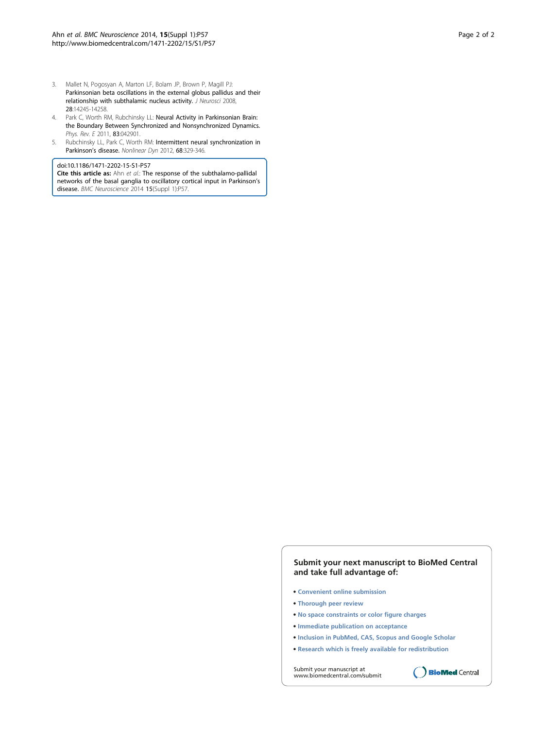3. Mallet N, Pogosyan A, Marton LF, Bolam JP, Brown P, Magill PJ: **Parkinsonian beta oscillations in the external globus pallidus and their relationship with subthalamic nucleus activity.** *J Neurosci* 2008, **28**:14245-14258.
4. Park C, Worth RM, Rubchinsky LL: **Neural Activity in Parkinsonian Brain: the Boundary Between Synchronized and Nonsynchronized Dynamics.** *Phys. Rev. E* 2011, **83**:042901.
5. Rubchinsky LL, Park C, Worth RM: **Intermittent neural synchronization in Parkinson's disease.** *Nonlinear Dyn* 2012, **68**:329-346.

doi:10.1186/1471-2202-15-S1-P57
**Cite this article as:** Ahn *et al.*: The response of the subthalamo-pallidal networks of the basal ganglia to oscillatory cortical input in Parkinson's disease. *BMC Neuroscience* 2014 **15**(Suppl 1):P57.

**Submit your next manuscript to BioMed Central and take full advantage of:**

- **Convenient online submission**
- **Thorough peer review**
- **No space constraints or color figure charges**
- **Immediate publication on acceptance**
- **Inclusion in PubMed, CAS, Scopus and Google Scholar**
- **Research which is freely available for redistribution**

Submit your manuscript at
www.biomedcentral.com/submit

BioMed Central